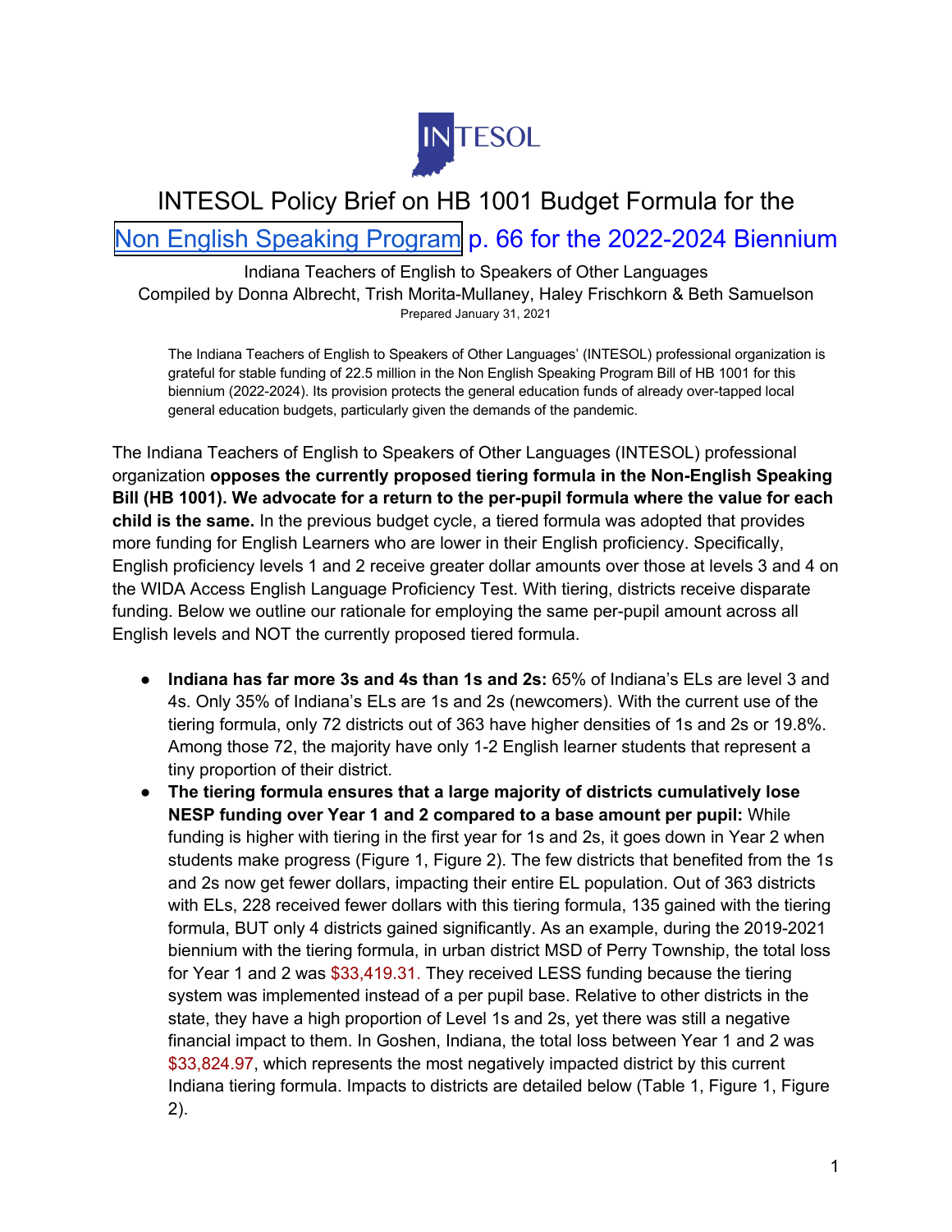# INTESOL Policy Brief on HB 1001 Budget Formula for the Non English Speaking Program p. 66 for the 2022-2024 Biennium

Indiana Teachers of English to Speakers of Other Languages
Compiled by Donna Albrecht, Trish Morita-Mullaney, Haley Frischkorn & Beth Samuelson
Prepared January 31, 2021

> The Indiana Teachers of English to Speakers of Other Languages' (INTESOL) professional organization is grateful for stable funding of 22.5 million in the Non English Speaking Program Bill of HB 1001 for this biennium (2022-2024). Its provision protects the general education funds of already over-tapped local general education budgets, particularly given the demands of the pandemic.

The Indiana Teachers of English to Speakers of Other Languages (INTESOL) professional organization **opposes the currently proposed tiering formula in the Non-English Speaking Bill (HB 1001). We advocate for a return to the per-pupil formula where the value for each child is the same.** In the previous budget cycle, a tiered formula was adopted that provides more funding for English Learners who are lower in their English proficiency. Specifically, English proficiency levels 1 and 2 receive greater dollar amounts over those at levels 3 and 4 on the WIDA Access English Language Proficiency Test. With tiering, districts receive disparate funding. Below we outline our rationale for employing the same per-pupil amount across all English levels and NOT the currently proposed tiered formula.

- **Indiana has far more 3s and 4s than 1s and 2s:** 65% of Indiana's ELs are level 3 and 4s. Only 35% of Indiana's ELs are 1s and 2s (newcomers). With the current use of the tiering formula, only 72 districts out of 363 have higher densities of 1s and 2s or 19.8%. Among those 72, the majority have only 1-2 English learner students that represent a tiny proportion of their district.
- **The tiering formula ensures that a large majority of districts cumulatively lose NESP funding over Year 1 and 2 compared to a base amount per pupil:** While funding is higher with tiering in the first year for 1s and 2s, it goes down in Year 2 when students make progress (Figure 1, Figure 2). The few districts that benefited from the 1s and 2s now get fewer dollars, impacting their entire EL population. Out of 363 districts with ELs, 228 received fewer dollars with this tiering formula, 135 gained with the tiering formula, BUT only 4 districts gained significantly. As an example, during the 2019-2021 biennium with the tiering formula, in urban district MSD of Perry Township, the total loss for Year 1 and 2 was $33,419.31. They received LESS funding because the tiering system was implemented instead of a per pupil base. Relative to other districts in the state, they have a high proportion of Level 1s and 2s, yet there was still a negative financial impact to them. In Goshen, Indiana, the total loss between Year 1 and 2 was $33,824.97, which represents the most negatively impacted district by this current Indiana tiering formula. Impacts to districts are detailed below (Table 1, Figure 1, Figure 2).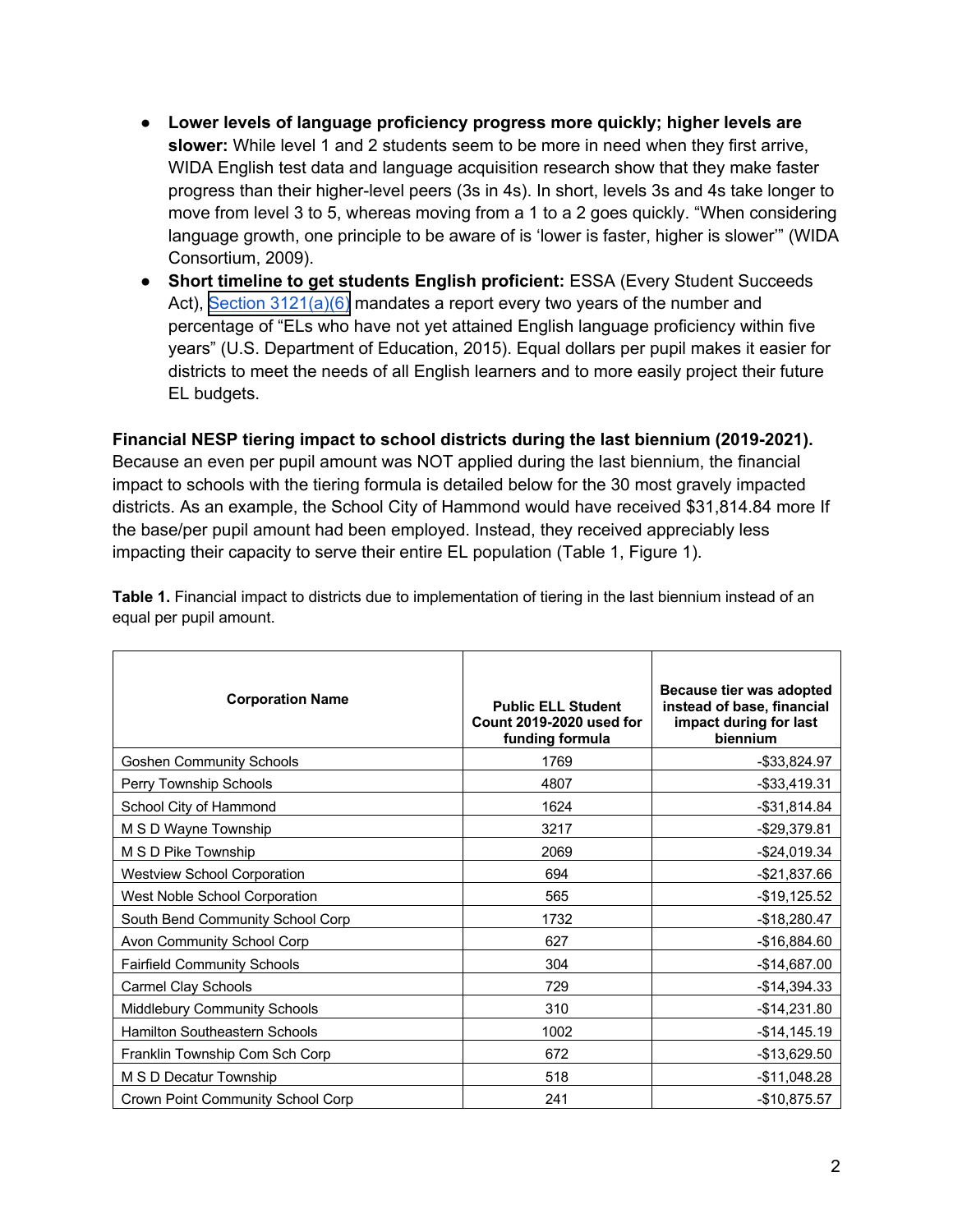- **Lower levels of language proficiency progress more quickly; higher levels are slower:** While level 1 and 2 students seem to be more in need when they first arrive, WIDA English test data and language acquisition research show that they make faster progress than their higher-level peers (3s in 4s). In short, levels 3s and 4s take longer to move from level 3 to 5, whereas moving from a 1 to a 2 goes quickly. "When considering language growth, one principle to be aware of is 'lower is faster, higher is slower'" (WIDA Consortium, 2009).
- **Short timeline to get students English proficient:** ESSA (Every Student Succeeds Act), Section 3121(a)(6) mandates a report every two years of the number and percentage of "ELs who have not yet attained English language proficiency within five years" (U.S. Department of Education, 2015). Equal dollars per pupil makes it easier for districts to meet the needs of all English learners and to more easily project their future EL budgets.

**Financial NESP tiering impact to school districts during the last biennium (2019-2021).** Because an even per pupil amount was NOT applied during the last biennium, the financial impact to schools with the tiering formula is detailed below for the 30 most gravely impacted districts. As an example, the School City of Hammond would have received $31,814.84 more If the base/per pupil amount had been employed. Instead, they received appreciably less impacting their capacity to serve their entire EL population (Table 1, Figure 1).

**Table 1.** Financial impact to districts due to implementation of tiering in the last biennium instead of an equal per pupil amount.

| Corporation Name | Public ELL Student Count 2019-2020 used for funding formula | Because tier was adopted instead of base, financial impact during for last biennium |
|---|---|---|
| Goshen Community Schools | 1769 | -$33,824.97 |
| Perry Township Schools | 4807 | -$33,419.31 |
| School City of Hammond | 1624 | -$31,814.84 |
| M S D Wayne Township | 3217 | -$29,379.81 |
| M S D Pike Township | 2069 | -$24,019.34 |
| Westview School Corporation | 694 | -$21,837.66 |
| West Noble School Corporation | 565 | -$19,125.52 |
| South Bend Community School Corp | 1732 | -$18,280.47 |
| Avon Community School Corp | 627 | -$16,884.60 |
| Fairfield Community Schools | 304 | -$14,687.00 |
| Carmel Clay Schools | 729 | -$14,394.33 |
| Middlebury Community Schools | 310 | -$14,231.80 |
| Hamilton Southeastern Schools | 1002 | -$14,145.19 |
| Franklin Township Com Sch Corp | 672 | -$13,629.50 |
| M S D Decatur Township | 518 | -$11,048.28 |
| Crown Point Community School Corp | 241 | -$10,875.57 |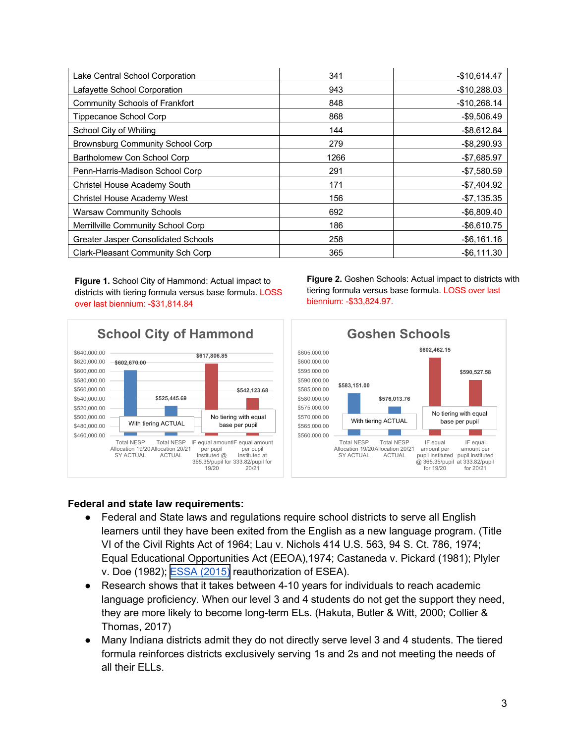| | | |
|---|---|---|
| Lake Central School Corporation | 341 | -$10,614.47 |
| Lafayette School Corporation | 943 | -$10,288.03 |
| Community Schools of Frankfort | 848 | -$10,268.14 |
| Tippecanoe School Corp | 868 | -$9,506.49 |
| School City of Whiting | 144 | -$8,612.84 |
| Brownsburg Community School Corp | 279 | -$8,290.93 |
| Bartholomew Con School Corp | 1266 | -$7,685.97 |
| Penn-Harris-Madison School Corp | 291 | -$7,580.59 |
| Christel House Academy South | 171 | -$7,404.92 |
| Christel House Academy West | 156 | -$7,135.35 |
| Warsaw Community Schools | 692 | -$6,809.40 |
| Merrillville Community School Corp | 186 | -$6,610.75 |
| Greater Jasper Consolidated Schools | 258 | -$6,161.16 |
| Clark-Pleasant Community Sch Corp | 365 | -$6,111.30 |

**Figure 1.** School City of Hammond: Actual impact to districts with tiering formula versus base formula. LOSS over last biennium: -$31,814.84

**School City of Hammond**

| | Total NESP Allocation 19/20 SY ACTUAL | Total NESP Allocation 20/21 ACTUAL | IF equal amount per pupil instituted @ 365.35/pupil for 19/20 | IF equal amount per pupil instituted at 333.82/pupil for 20/21 |
|---|---|---|---|---|
| | With tiering ACTUAL | With tiering ACTUAL | No tiering with equal base per pupil | No tiering with equal base per pupil |
| Amount | $602,670.00 | $525,445.69 | $617,806.85 | $542,123.68 |

**Figure 2.** Goshen Schools: Actual impact to districts with tiering formula versus base formula. LOSS over last biennium: -$33,824.97.

**Goshen Schools**

| | Total NESP Allocation 19/20 SY ACTUAL | Total NESP Allocation 20/21 ACTUAL | IF equal amount per pupil instituted @ 365.35/pupil for 19/20 | IF equal amount per pupil instituted at 333.82/pupil for 20/21 |
|---|---|---|---|---|
| | With tiering ACTUAL | With tiering ACTUAL | No tiering with equal base per pupil | No tiering with equal base per pupil |
| Amount | $583,151.00 | $576,013.76 | $602,462.15 | $590,527.58 |

**Federal and state law requirements:**

- Federal and State laws and regulations require school districts to serve all English learners until they have been exited from the English as a new language program. (Title VI of the Civil Rights Act of 1964; Lau v. Nichols 414 U.S. 563, 94 S. Ct. 786, 1974; Equal Educational Opportunities Act (EEOA),1974; Castaneda v. Pickard (1981); Plyler v. Doe (1982); ESSA (2015) reauthorization of ESEA).
- Research shows that it takes between 4-10 years for individuals to reach academic language proficiency. When our level 3 and 4 students do not get the support they need, they are more likely to become long-term ELs. (Hakuta, Butler & Witt, 2000; Collier & Thomas, 2017)
- Many Indiana districts admit they do not directly serve level 3 and 4 students. The tiered formula reinforces districts exclusively serving 1s and 2s and not meeting the needs of all their ELLs.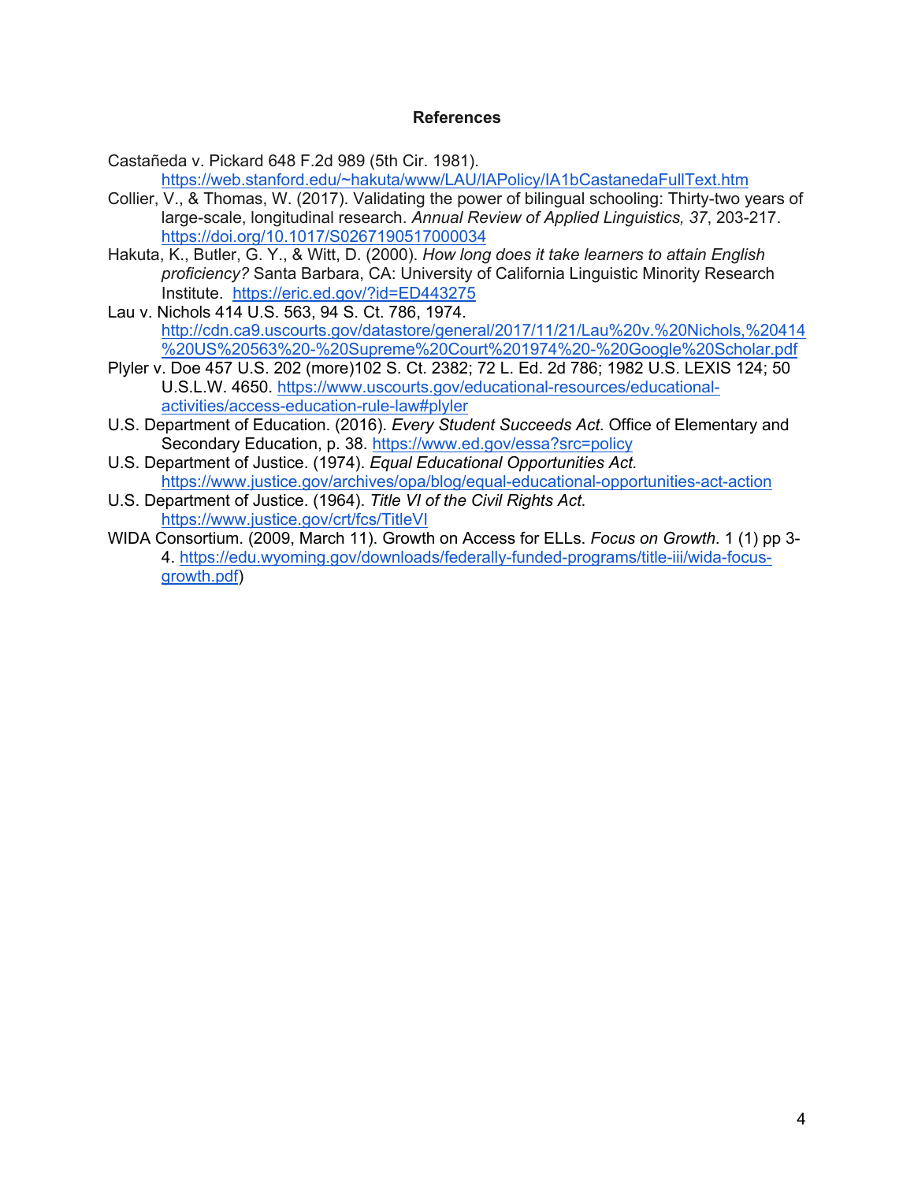## References

Castañeda v. Pickard 648 F.2d 989 (5th Cir. 1981). https://web.stanford.edu/~hakuta/www/LAU/IAPolicy/IA1bCastanedaFullText.htm

Collier, V., & Thomas, W. (2017). Validating the power of bilingual schooling: Thirty-two years of large-scale, longitudinal research. *Annual Review of Applied Linguistics, 37*, 203-217. https://doi.org/10.1017/S0267190517000034

Hakuta, K., Butler, G. Y., & Witt, D. (2000). *How long does it take learners to attain English proficiency?* Santa Barbara, CA: University of California Linguistic Minority Research Institute. https://eric.ed.gov/?id=ED443275

Lau v. Nichols 414 U.S. 563, 94 S. Ct. 786, 1974. http://cdn.ca9.uscourts.gov/datastore/general/2017/11/21/Lau%20v.%20Nichols,%20414%20US%20563%20-%20Supreme%20Court%201974%20-%20Google%20Scholar.pdf

Plyler v. Doe 457 U.S. 202 (more)102 S. Ct. 2382; 72 L. Ed. 2d 786; 1982 U.S. LEXIS 124; 50 U.S.L.W. 4650. https://www.uscourts.gov/educational-resources/educational-activities/access-education-rule-law#plyler

U.S. Department of Education. (2016). *Every Student Succeeds Act*. Office of Elementary and Secondary Education, p. 38. https://www.ed.gov/essa?src=policy

U.S. Department of Justice. (1974). *Equal Educational Opportunities Act.* https://www.justice.gov/archives/opa/blog/equal-educational-opportunities-act-action

U.S. Department of Justice. (1964). *Title VI of the Civil Rights Act.* https://www.justice.gov/crt/fcs/TitleVI

WIDA Consortium. (2009, March 11). Growth on Access for ELLs. *Focus on Growth*. 1 (1) pp 3-4. https://edu.wyoming.gov/downloads/federally-funded-programs/title-iii/wida-focus-growth.pdf)